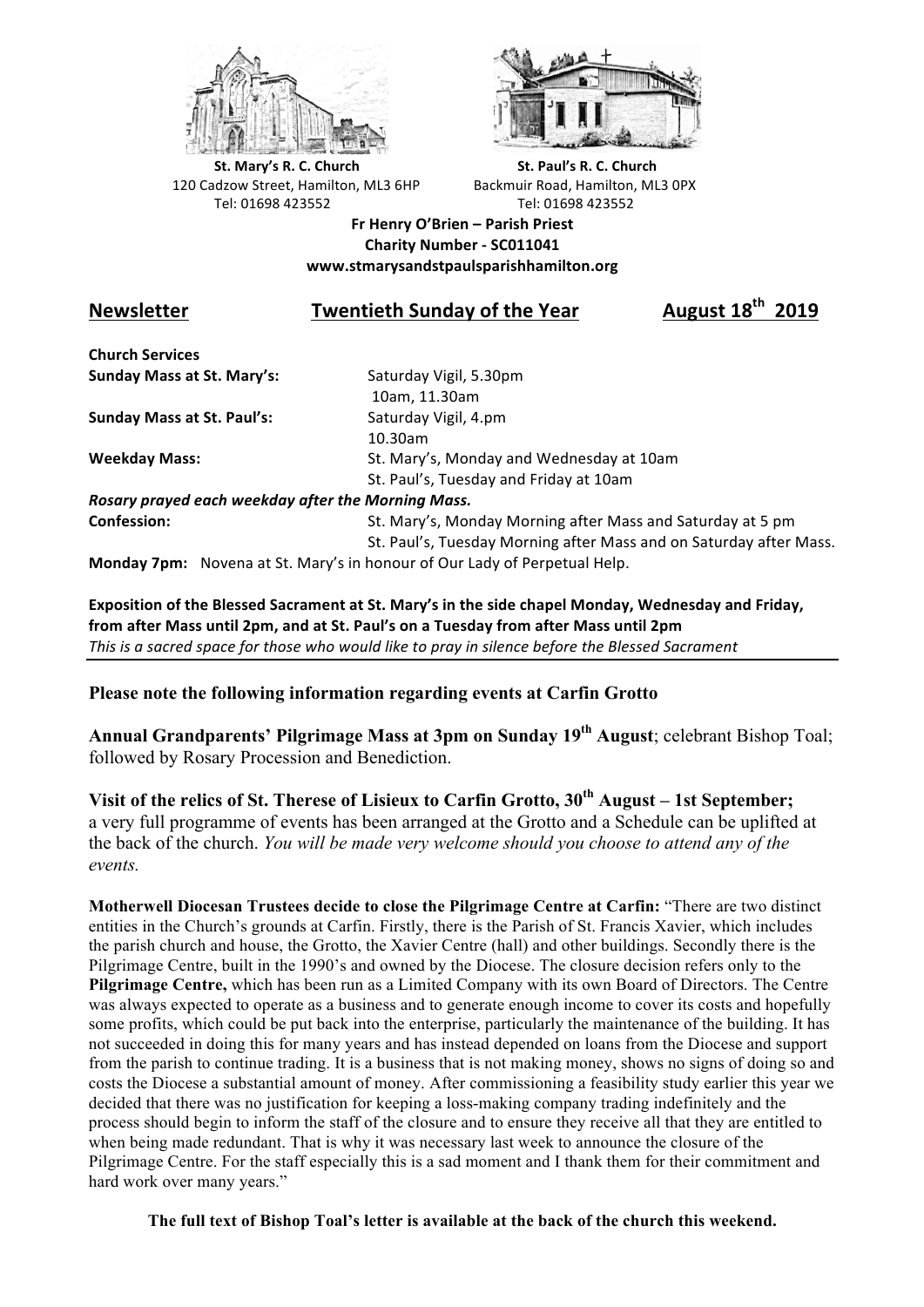**St. Mary's R. C. Church**
120 Cadzow Street, Hamilton, ML3 6HP
Tel: 01698 423552

**St. Paul's R. C. Church**
Backmuir Road, Hamilton, ML3 0PX
Tel: 01698 423552

**Fr Henry O'Brien – Parish Priest**
**Charity Number - SC011041**
**www.stmarysandstpaulsparishhamilton.org**

## Newsletter — Twentieth Sunday of the Year — August 18th 2019

**Church Services**

**Sunday Mass at St. Mary's:** Saturday Vigil, 5.30pm
10am, 11.30am

**Sunday Mass at St. Paul's:** Saturday Vigil, 4.pm
10.30am

**Weekday Mass:** St. Mary's, Monday and Wednesday at 10am
St. Paul's, Tuesday and Friday at 10am

***Rosary prayed each weekday after the Morning Mass.***

**Confession:** St. Mary's, Monday Morning after Mass and Saturday at 5 pm
St. Paul's, Tuesday Morning after Mass and on Saturday after Mass.

**Monday 7pm:** Novena at St. Mary's in honour of Our Lady of Perpetual Help.

**Exposition of the Blessed Sacrament at St. Mary's in the side chapel Monday, Wednesday and Friday, from after Mass until 2pm, and at St. Paul's on a Tuesday from after Mass until 2pm**
*This is a sacred space for those who would like to pray in silence before the Blessed Sacrament*

---

**Please note the following information regarding events at Carfin Grotto**

**Annual Grandparents' Pilgrimage Mass at 3pm on Sunday 19th August**; celebrant Bishop Toal; followed by Rosary Procession and Benediction.

**Visit of the relics of St. Therese of Lisieux to Carfin Grotto, 30th August – 1st September;** a very full programme of events has been arranged at the Grotto and a Schedule can be uplifted at the back of the church. *You will be made very welcome should you choose to attend any of the events.*

**Motherwell Diocesan Trustees decide to close the Pilgrimage Centre at Carfin:** "There are two distinct entities in the Church's grounds at Carfin. Firstly, there is the Parish of St. Francis Xavier, which includes the parish church and house, the Grotto, the Xavier Centre (hall) and other buildings. Secondly there is the Pilgrimage Centre, built in the 1990's and owned by the Diocese. The closure decision refers only to the **Pilgrimage Centre,** which has been run as a Limited Company with its own Board of Directors. The Centre was always expected to operate as a business and to generate enough income to cover its costs and hopefully some profits, which could be put back into the enterprise, particularly the maintenance of the building. It has not succeeded in doing this for many years and has instead depended on loans from the Diocese and support from the parish to continue trading. It is a business that is not making money, shows no signs of doing so and costs the Diocese a substantial amount of money. After commissioning a feasibility study earlier this year we decided that there was no justification for keeping a loss-making company trading indefinitely and the process should begin to inform the staff of the closure and to ensure they receive all that they are entitled to when being made redundant. That is why it was necessary last week to announce the closure of the Pilgrimage Centre. For the staff especially this is a sad moment and I thank them for their commitment and hard work over many years."

**The full text of Bishop Toal's letter is available at the back of the church this weekend.**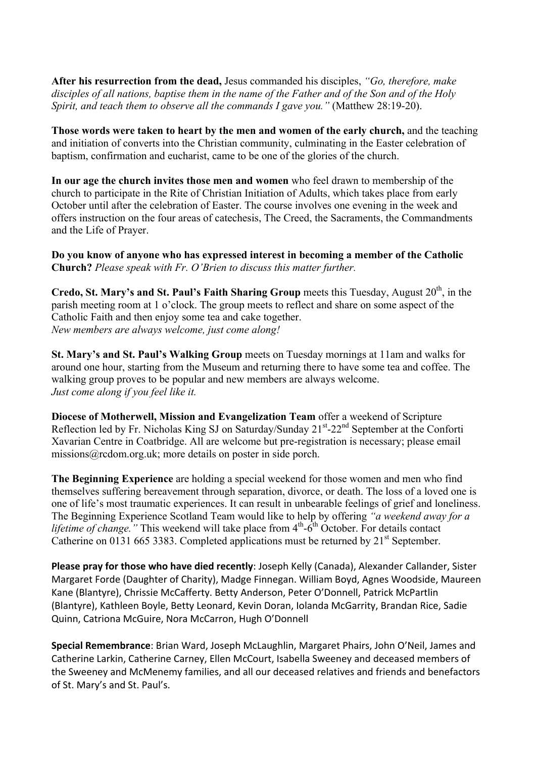**After his resurrection from the dead,** Jesus commanded his disciples, *"Go, therefore, make disciples of all nations, baptise them in the name of the Father and of the Son and of the Holy Spirit, and teach them to observe all the commands I gave you."* (Matthew 28:19-20).

**Those words were taken to heart by the men and women of the early church,** and the teaching and initiation of converts into the Christian community, culminating in the Easter celebration of baptism, confirmation and eucharist, came to be one of the glories of the church.

**In our age the church invites those men and women** who feel drawn to membership of the church to participate in the Rite of Christian Initiation of Adults, which takes place from early October until after the celebration of Easter. The course involves one evening in the week and offers instruction on the four areas of catechesis, The Creed, the Sacraments, the Commandments and the Life of Prayer.

**Do you know of anyone who has expressed interest in becoming a member of the Catholic Church?** *Please speak with Fr. O'Brien to discuss this matter further.*

**Credo, St. Mary's and St. Paul's Faith Sharing Group** meets this Tuesday, August 20th, in the parish meeting room at 1 o'clock. The group meets to reflect and share on some aspect of the Catholic Faith and then enjoy some tea and cake together.
*New members are always welcome, just come along!*

**St. Mary's and St. Paul's Walking Group** meets on Tuesday mornings at 11am and walks for around one hour, starting from the Museum and returning there to have some tea and coffee. The walking group proves to be popular and new members are always welcome.
*Just come along if you feel like it.*

**Diocese of Motherwell, Mission and Evangelization Team** offer a weekend of Scripture Reflection led by Fr. Nicholas King SJ on Saturday/Sunday 21st-22nd September at the Conforti Xavarian Centre in Coatbridge. All are welcome but pre-registration is necessary; please email missions@rcdom.org.uk; more details on poster in side porch.

**The Beginning Experience** are holding a special weekend for those women and men who find themselves suffering bereavement through separation, divorce, or death. The loss of a loved one is one of life's most traumatic experiences. It can result in unbearable feelings of grief and loneliness. The Beginning Experience Scotland Team would like to help by offering *"a weekend away for a lifetime of change."* This weekend will take place from 4th-6th October. For details contact Catherine on 0131 665 3383. Completed applications must be returned by 21st September.

**Please pray for those who have died recently**: Joseph Kelly (Canada), Alexander Callander, Sister Margaret Forde (Daughter of Charity), Madge Finnegan. William Boyd, Agnes Woodside, Maureen Kane (Blantyre), Chrissie McCafferty. Betty Anderson, Peter O'Donnell, Patrick McPartlin (Blantyre), Kathleen Boyle, Betty Leonard, Kevin Doran, Iolanda McGarrity, Brandan Rice, Sadie Quinn, Catriona McGuire, Nora McCarron, Hugh O'Donnell

**Special Remembrance**: Brian Ward, Joseph McLaughlin, Margaret Phairs, John O'Neil, James and Catherine Larkin, Catherine Carney, Ellen McCourt, Isabella Sweeney and deceased members of the Sweeney and McMenemy families, and all our deceased relatives and friends and benefactors of St. Mary's and St. Paul's.